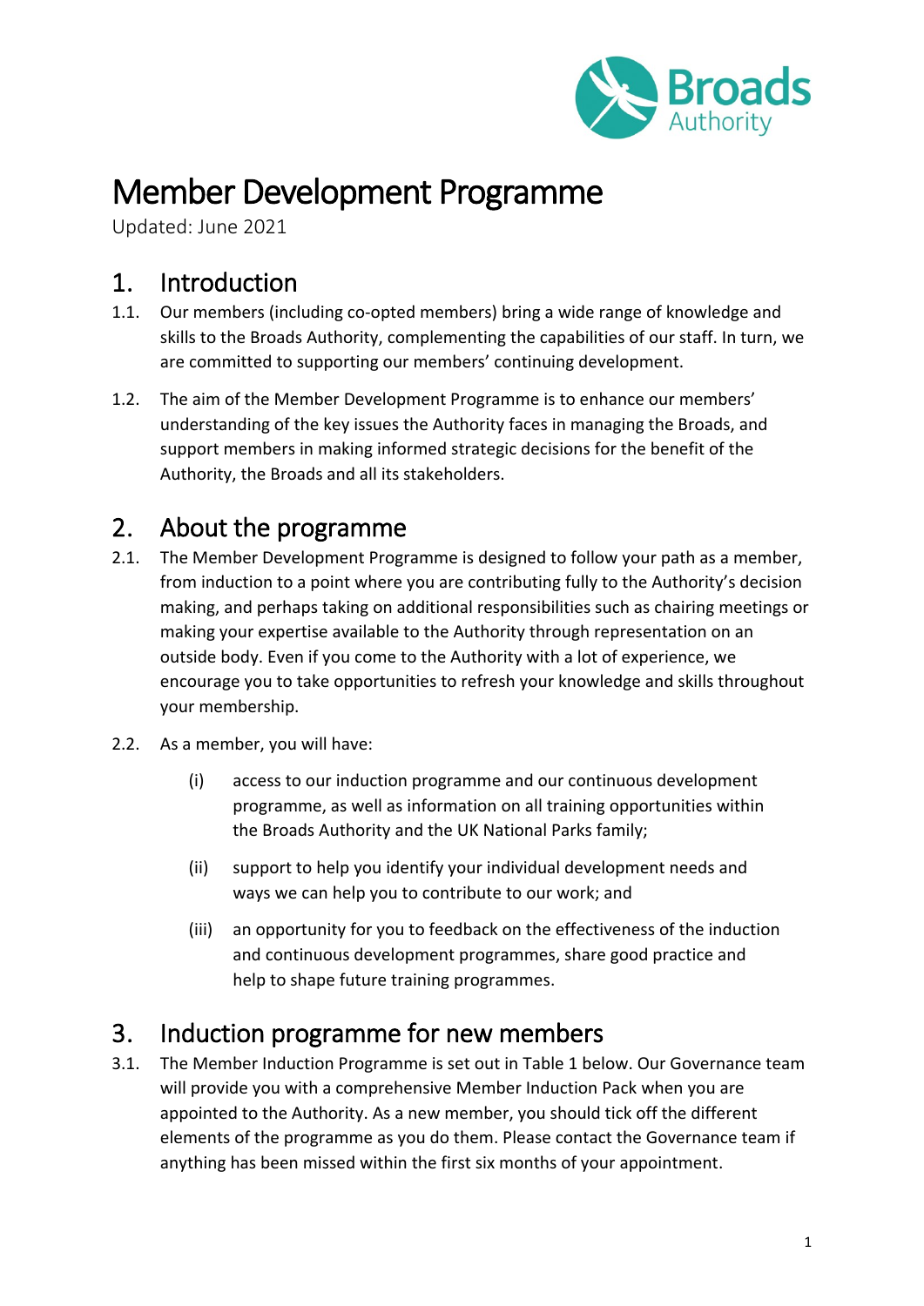# Member Development Programme

Updated: June 2021

## 1. Introduction

1.1. Our members (including co-opted members) bring a wide range of knowledge and skills to the Broads Authority, complementing the capabilities of our staff. In turn, we are committed to supporting our members' continuing development.

1.2. The aim of the Member Development Programme is to enhance our members' understanding of the key issues the Authority faces in managing the Broads, and support members in making informed strategic decisions for the benefit of the Authority, the Broads and all its stakeholders.

## 2. About the programme

2.1. The Member Development Programme is designed to follow your path as a member, from induction to a point where you are contributing fully to the Authority's decision making, and perhaps taking on additional responsibilities such as chairing meetings or making your expertise available to the Authority through representation on an outside body. Even if you come to the Authority with a lot of experience, we encourage you to take opportunities to refresh your knowledge and skills throughout your membership.

2.2. As a member, you will have:

(i) access to our induction programme and our continuous development programme, as well as information on all training opportunities within the Broads Authority and the UK National Parks family;

(ii) support to help you identify your individual development needs and ways we can help you to contribute to our work; and

(iii) an opportunity for you to feedback on the effectiveness of the induction and continuous development programmes, share good practice and help to shape future training programmes.

## 3. Induction programme for new members

3.1. The Member Induction Programme is set out in Table 1 below. Our Governance team will provide you with a comprehensive Member Induction Pack when you are appointed to the Authority. As a new member, you should tick off the different elements of the programme as you do them. Please contact the Governance team if anything has been missed within the first six months of your appointment.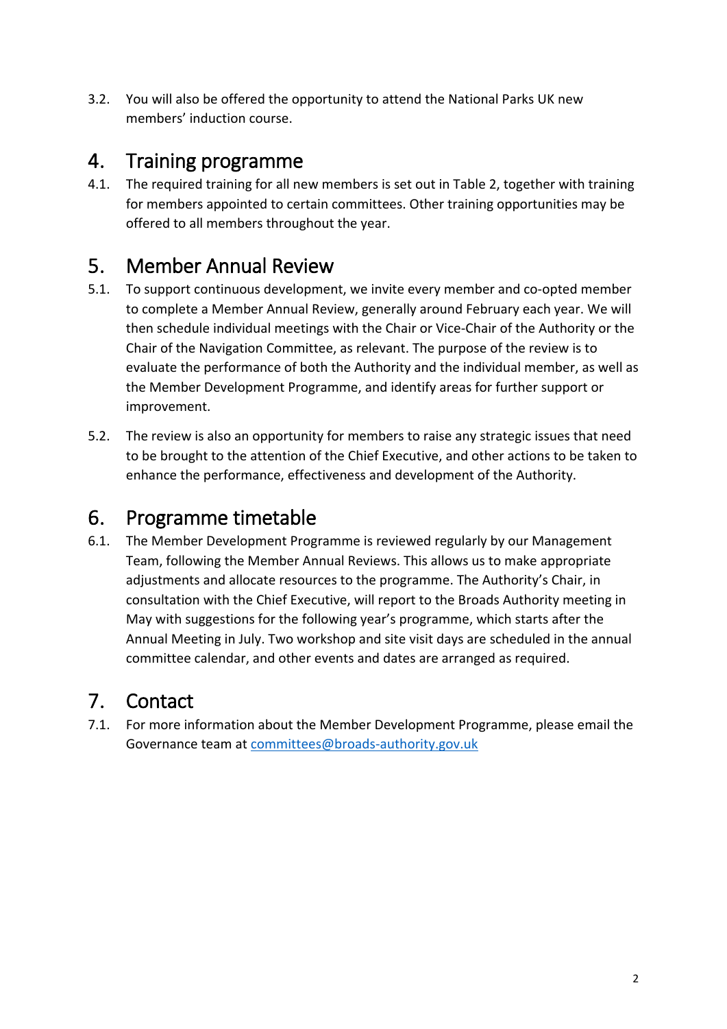3.2. You will also be offered the opportunity to attend the National Parks UK new members' induction course.

## 4. Training programme

4.1. The required training for all new members is set out in Table 2, together with training for members appointed to certain committees. Other training opportunities may be offered to all members throughout the year.

## 5. Member Annual Review

5.1. To support continuous development, we invite every member and co-opted member to complete a Member Annual Review, generally around February each year. We will then schedule individual meetings with the Chair or Vice-Chair of the Authority or the Chair of the Navigation Committee, as relevant. The purpose of the review is to evaluate the performance of both the Authority and the individual member, as well as the Member Development Programme, and identify areas for further support or improvement.

5.2. The review is also an opportunity for members to raise any strategic issues that need to be brought to the attention of the Chief Executive, and other actions to be taken to enhance the performance, effectiveness and development of the Authority.

## 6. Programme timetable

6.1. The Member Development Programme is reviewed regularly by our Management Team, following the Member Annual Reviews. This allows us to make appropriate adjustments and allocate resources to the programme. The Authority's Chair, in consultation with the Chief Executive, will report to the Broads Authority meeting in May with suggestions for the following year's programme, which starts after the Annual Meeting in July. Two workshop and site visit days are scheduled in the annual committee calendar, and other events and dates are arranged as required.

## 7. Contact

7.1. For more information about the Member Development Programme, please email the Governance team at [committees@broads-authority.gov.uk](mailto:committees@broads-authority.gov.uk)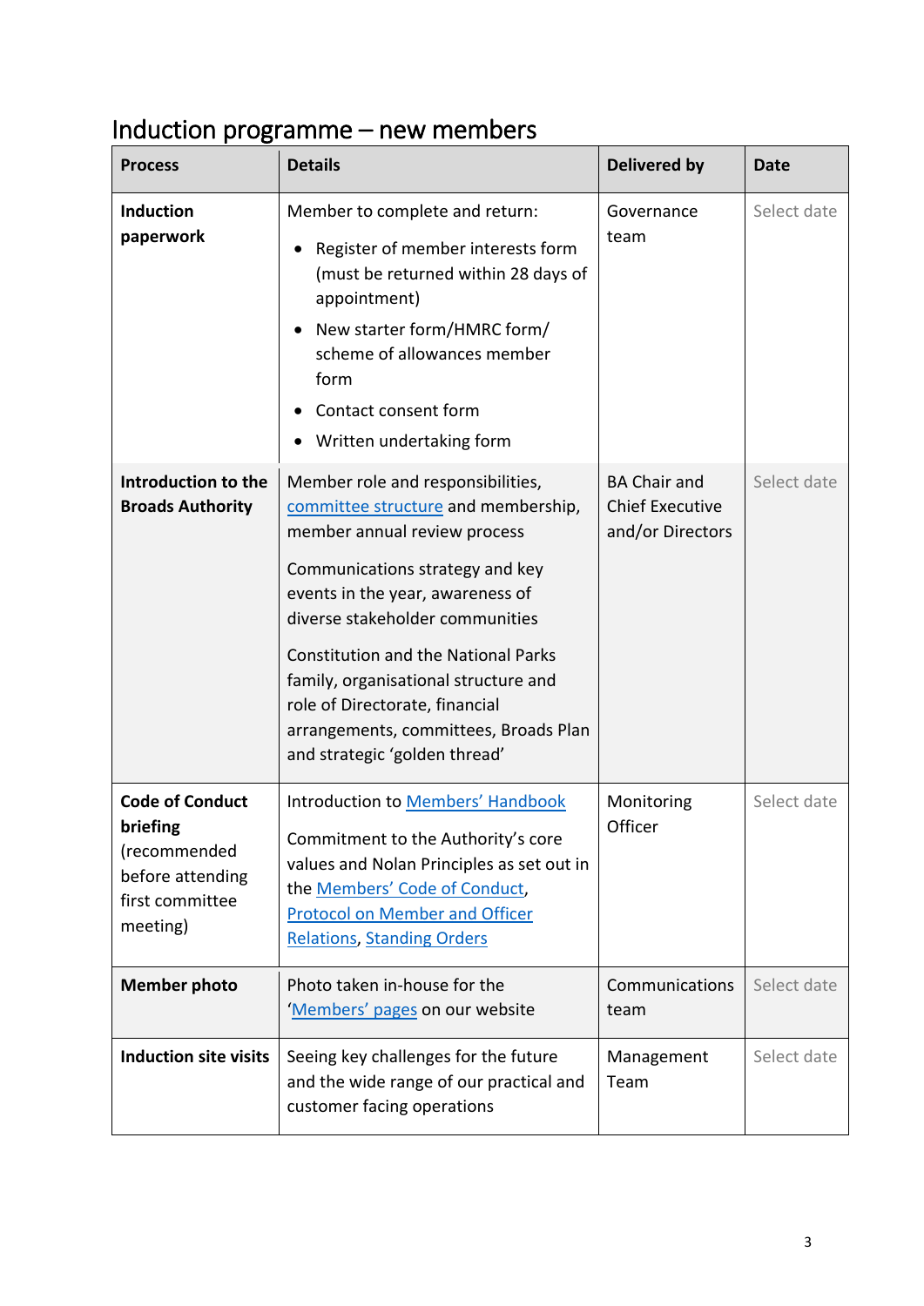## Induction programme – new members

| Process | Details | Delivered by | Date |
|---|---|---|---|
| **Induction paperwork** | Member to complete and return:<br>• Register of member interests form (must be returned within 28 days of appointment)<br>• New starter form/HMRC form/ scheme of allowances member form<br>• Contact consent form<br>• Written undertaking form | Governance team | Select date |
| **Introduction to the Broads Authority** | Member role and responsibilities, committee structure and membership, member annual review process<br><br>Communications strategy and key events in the year, awareness of diverse stakeholder communities<br><br>Constitution and the National Parks family, organisational structure and role of Directorate, financial arrangements, committees, Broads Plan and strategic 'golden thread' | BA Chair and Chief Executive and/or Directors | Select date |
| **Code of Conduct briefing** (recommended before attending first committee meeting) | Introduction to Members' Handbook<br><br>Commitment to the Authority's core values and Nolan Principles as set out in the Members' Code of Conduct, Protocol on Member and Officer Relations, Standing Orders | Monitoring Officer | Select date |
| **Member photo** | Photo taken in-house for the 'Members' pages on our website | Communications team | Select date |
| **Induction site visits** | Seeing key challenges for the future and the wide range of our practical and customer facing operations | Management Team | Select date |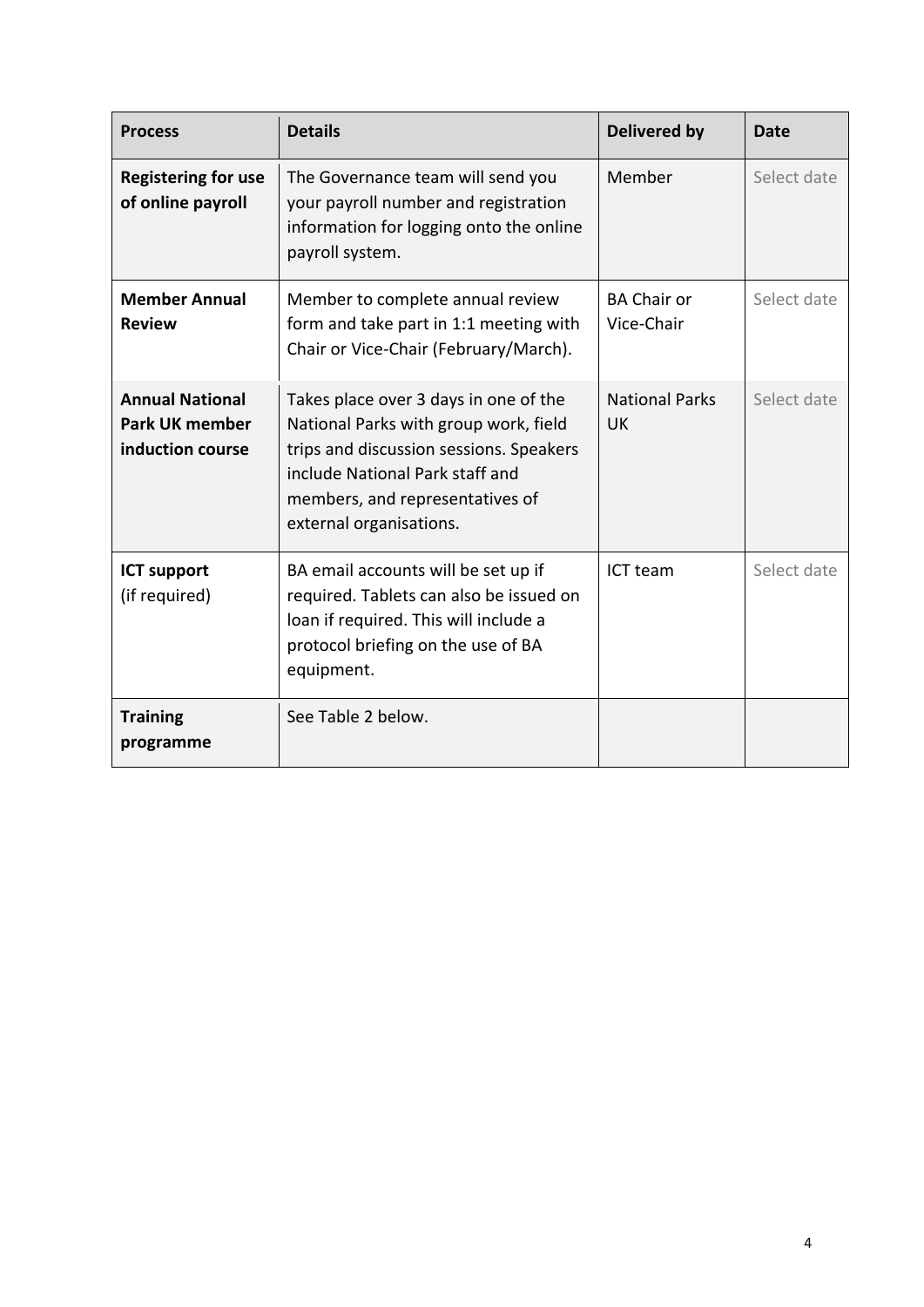| Process | Details | Delivered by | Date |
|---|---|---|---|
| **Registering for use of online payroll** | The Governance team will send you your payroll number and registration information for logging onto the online payroll system. | Member | Select date |
| **Member Annual Review** | Member to complete annual review form and take part in 1:1 meeting with Chair or Vice-Chair (February/March). | BA Chair or Vice-Chair | Select date |
| **Annual National Park UK member induction course** | Takes place over 3 days in one of the National Parks with group work, field trips and discussion sessions. Speakers include National Park staff and members, and representatives of external organisations. | National Parks UK | Select date |
| **ICT support** (if required) | BA email accounts will be set up if required. Tablets can also be issued on loan if required. This will include a protocol briefing on the use of BA equipment. | ICT team | Select date |
| **Training programme** | See Table 2 below. | | |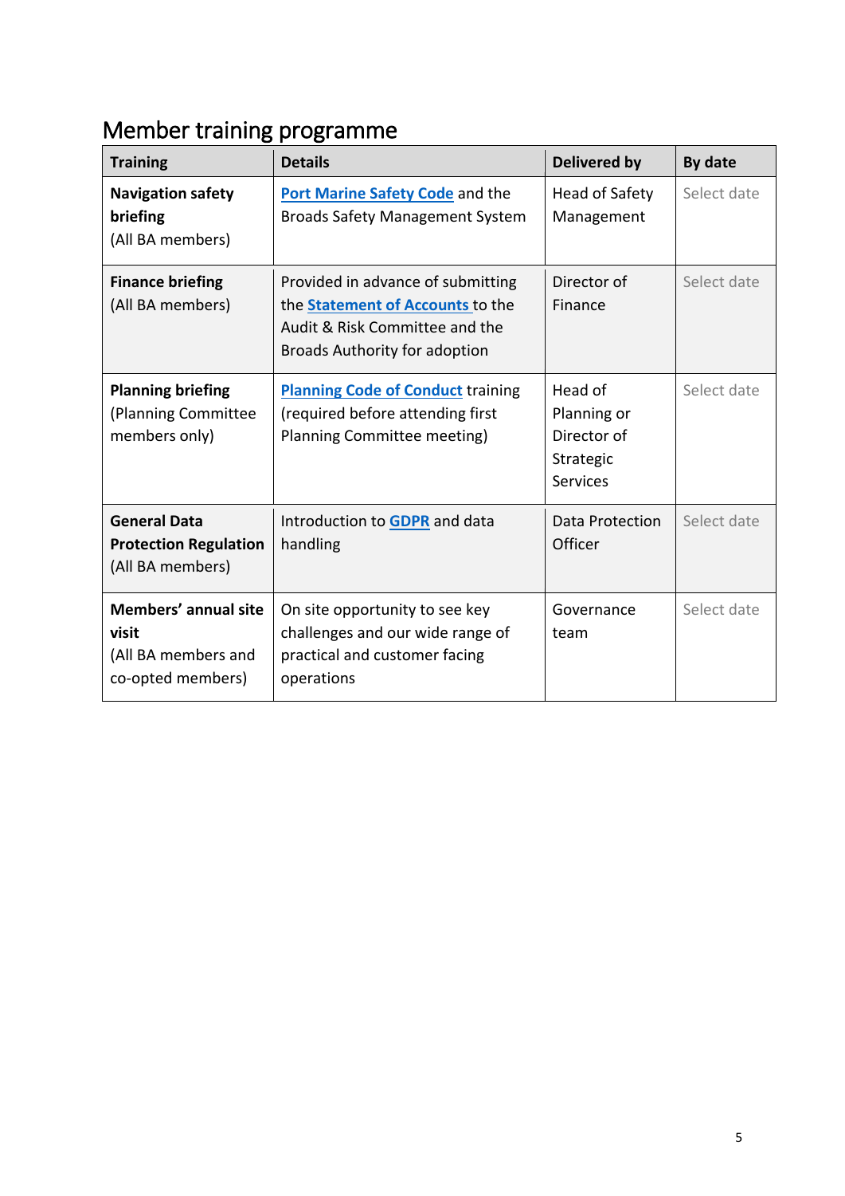## Member training programme

| Training | Details | Delivered by | By date |
|---|---|---|---|
| **Navigation safety briefing** (All BA members) | **Port Marine Safety Code** and the Broads Safety Management System | Head of Safety Management | Select date |
| **Finance briefing** (All BA members) | Provided in advance of submitting the **Statement of Accounts** to the Audit & Risk Committee and the Broads Authority for adoption | Director of Finance | Select date |
| **Planning briefing** (Planning Committee members only) | **Planning Code of Conduct** training (required before attending first Planning Committee meeting) | Head of Planning or Director of Strategic Services | Select date |
| **General Data Protection Regulation** (All BA members) | Introduction to **GDPR** and data handling | Data Protection Officer | Select date |
| **Members' annual site visit** (All BA members and co-opted members) | On site opportunity to see key challenges and our wide range of practical and customer facing operations | Governance team | Select date |